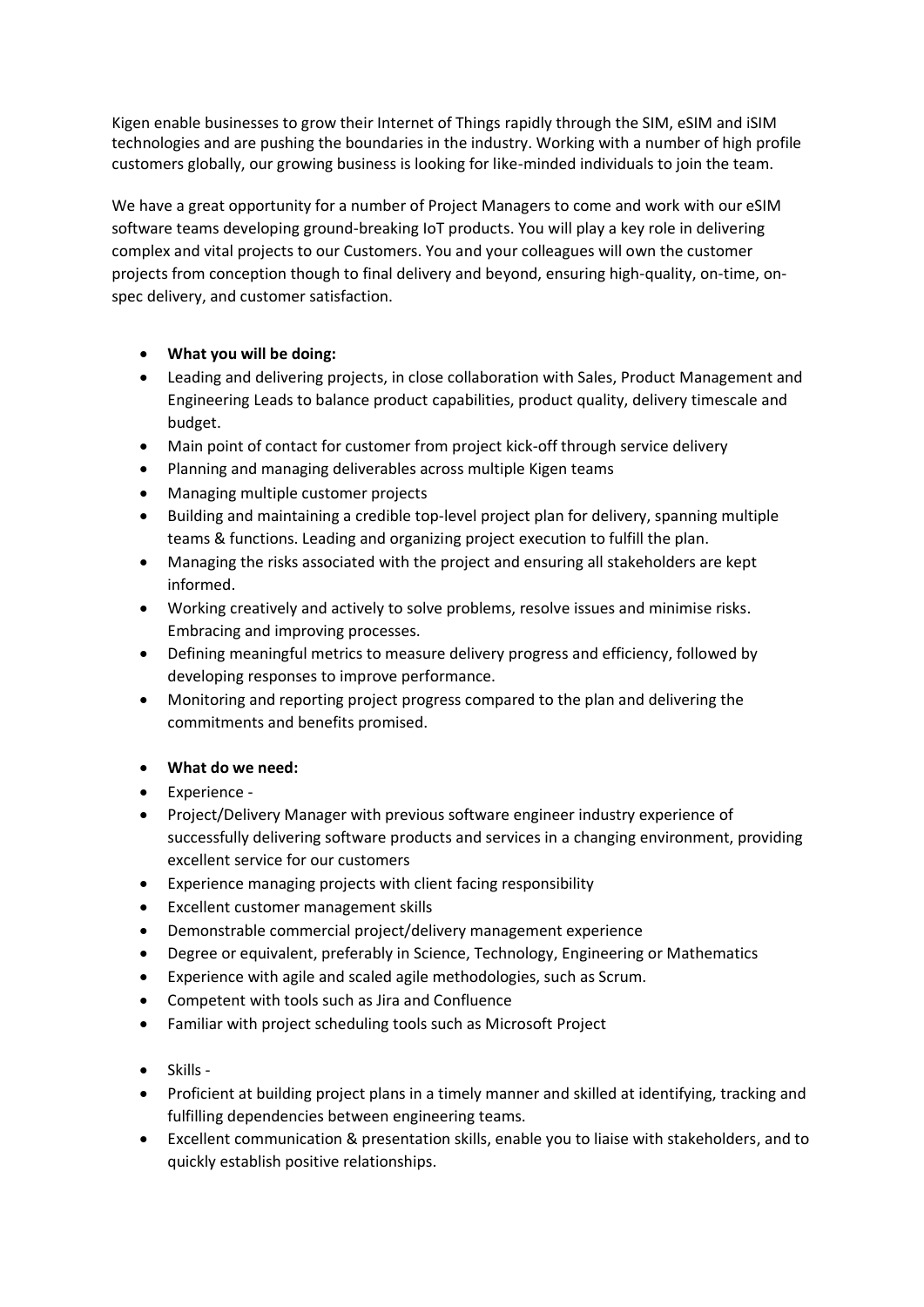Kigen enable businesses to grow their Internet of Things rapidly through the SIM, eSIM and iSIM technologies and are pushing the boundaries in the industry. Working with a number of high profile customers globally, our growing business is looking for like-minded individuals to join the team.

We have a great opportunity for a number of Project Managers to come and work with our eSIM software teams developing ground-breaking IoT products. You will play a key role in delivering complex and vital projects to our Customers. You and your colleagues will own the customer projects from conception though to final delivery and beyond, ensuring high-quality, on-time, on-spec delivery, and customer satisfaction.

- **What you will be doing:**
- Leading and delivering projects, in close collaboration with Sales, Product Management and Engineering Leads to balance product capabilities, product quality, delivery timescale and budget.
- Main point of contact for customer from project kick-off through service delivery
- Planning and managing deliverables across multiple Kigen teams
- Managing multiple customer projects
- Building and maintaining a credible top-level project plan for delivery, spanning multiple teams & functions. Leading and organizing project execution to fulfill the plan.
- Managing the risks associated with the project and ensuring all stakeholders are kept informed.
- Working creatively and actively to solve problems, resolve issues and minimise risks. Embracing and improving processes.
- Defining meaningful metrics to measure delivery progress and efficiency, followed by developing responses to improve performance.
- Monitoring and reporting project progress compared to the plan and delivering the commitments and benefits promised.

- **What do we need:**
- Experience -
- Project/Delivery Manager with previous software engineer industry experience of successfully delivering software products and services in a changing environment, providing excellent service for our customers
- Experience managing projects with client facing responsibility
- Excellent customer management skills
- Demonstrable commercial project/delivery management experience
- Degree or equivalent, preferably in Science, Technology, Engineering or Mathematics
- Experience with agile and scaled agile methodologies, such as Scrum.
- Competent with tools such as Jira and Confluence
- Familiar with project scheduling tools such as Microsoft Project

- Skills -
- Proficient at building project plans in a timely manner and skilled at identifying, tracking and fulfilling dependencies between engineering teams.
- Excellent communication & presentation skills, enable you to liaise with stakeholders, and to quickly establish positive relationships.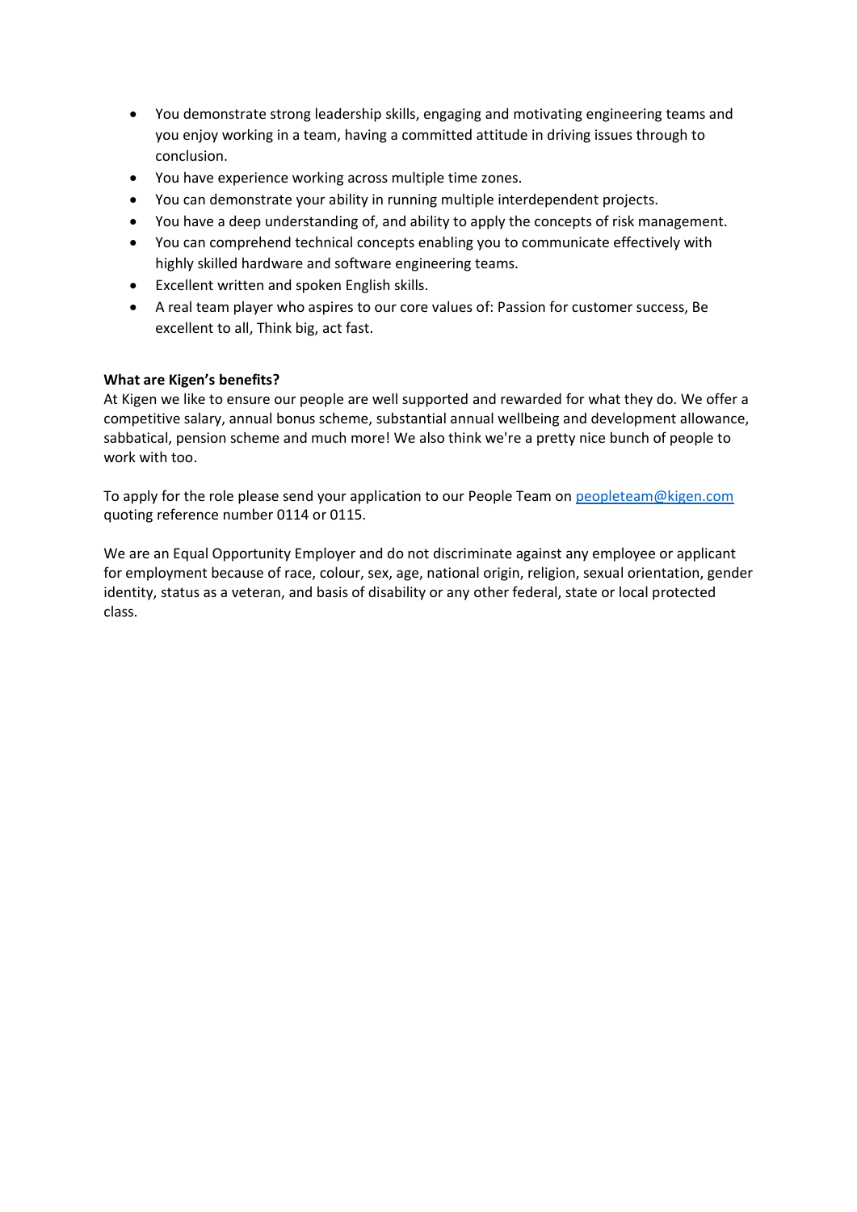- You demonstrate strong leadership skills, engaging and motivating engineering teams and you enjoy working in a team, having a committed attitude in driving issues through to conclusion.
- You have experience working across multiple time zones.
- You can demonstrate your ability in running multiple interdependent projects.
- You have a deep understanding of, and ability to apply the concepts of risk management.
- You can comprehend technical concepts enabling you to communicate effectively with highly skilled hardware and software engineering teams.
- Excellent written and spoken English skills.
- A real team player who aspires to our core values of: Passion for customer success, Be excellent to all, Think big, act fast.

**What are Kigen's benefits?**
At Kigen we like to ensure our people are well supported and rewarded for what they do. We offer a competitive salary, annual bonus scheme, substantial annual wellbeing and development allowance, sabbatical, pension scheme and much more! We also think we're a pretty nice bunch of people to work with too.

To apply for the role please send your application to our People Team on peopleteam@kigen.com quoting reference number 0114 or 0115.

We are an Equal Opportunity Employer and do not discriminate against any employee or applicant for employment because of race, colour, sex, age, national origin, religion, sexual orientation, gender identity, status as a veteran, and basis of disability or any other federal, state or local protected class.